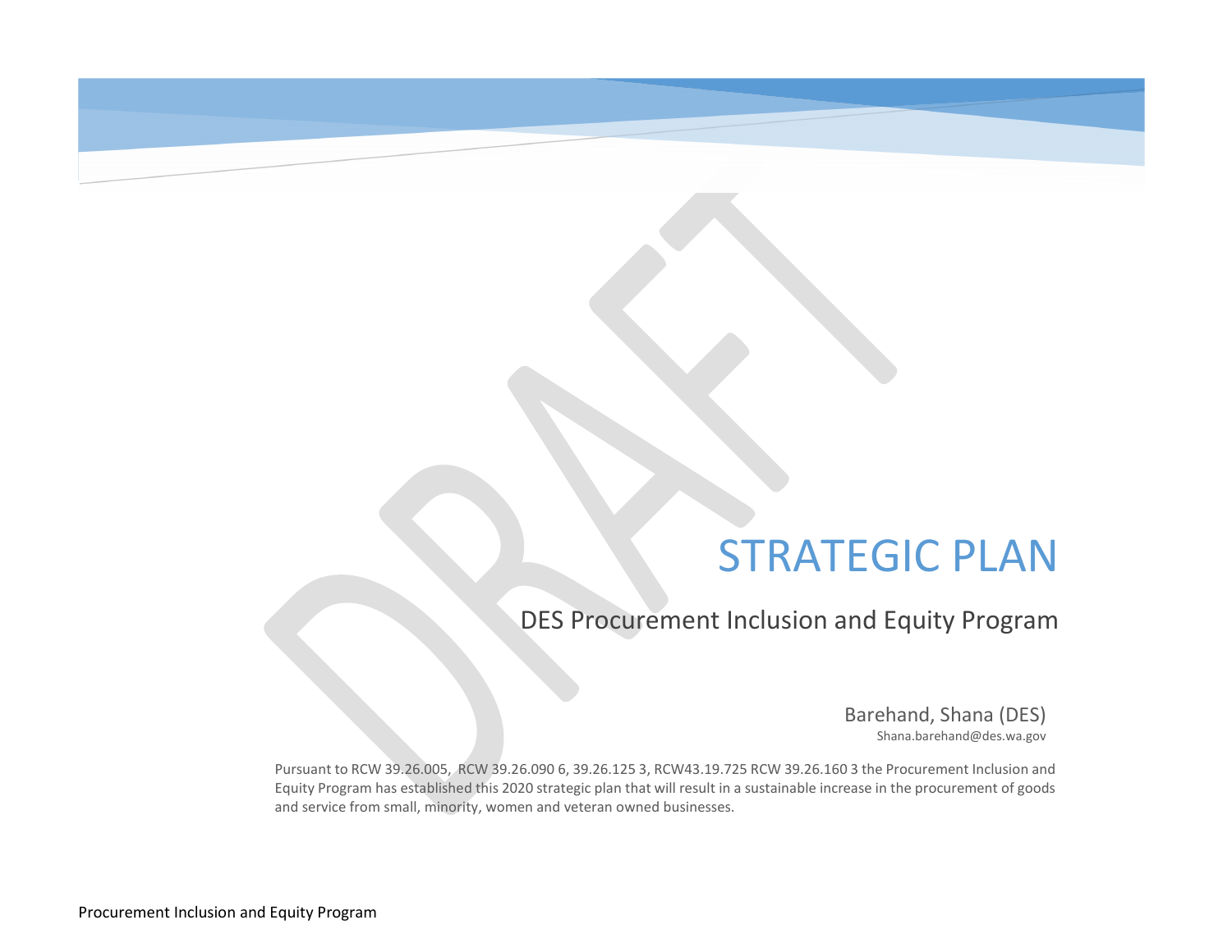# STRATEGIC PLAN

## DES Procurement Inclusion and Equity Program

Barehand, Shana (DES)
Shana.barehand@des.wa.gov

Pursuant to RCW 39.26.005, RCW 39.26.090 6, 39.26.125 3, RCW43.19.725 RCW 39.26.160 3 the Procurement Inclusion and Equity Program has established this 2020 strategic plan that will result in a sustainable increase in the procurement of goods and service from small, minority, women and veteran owned businesses.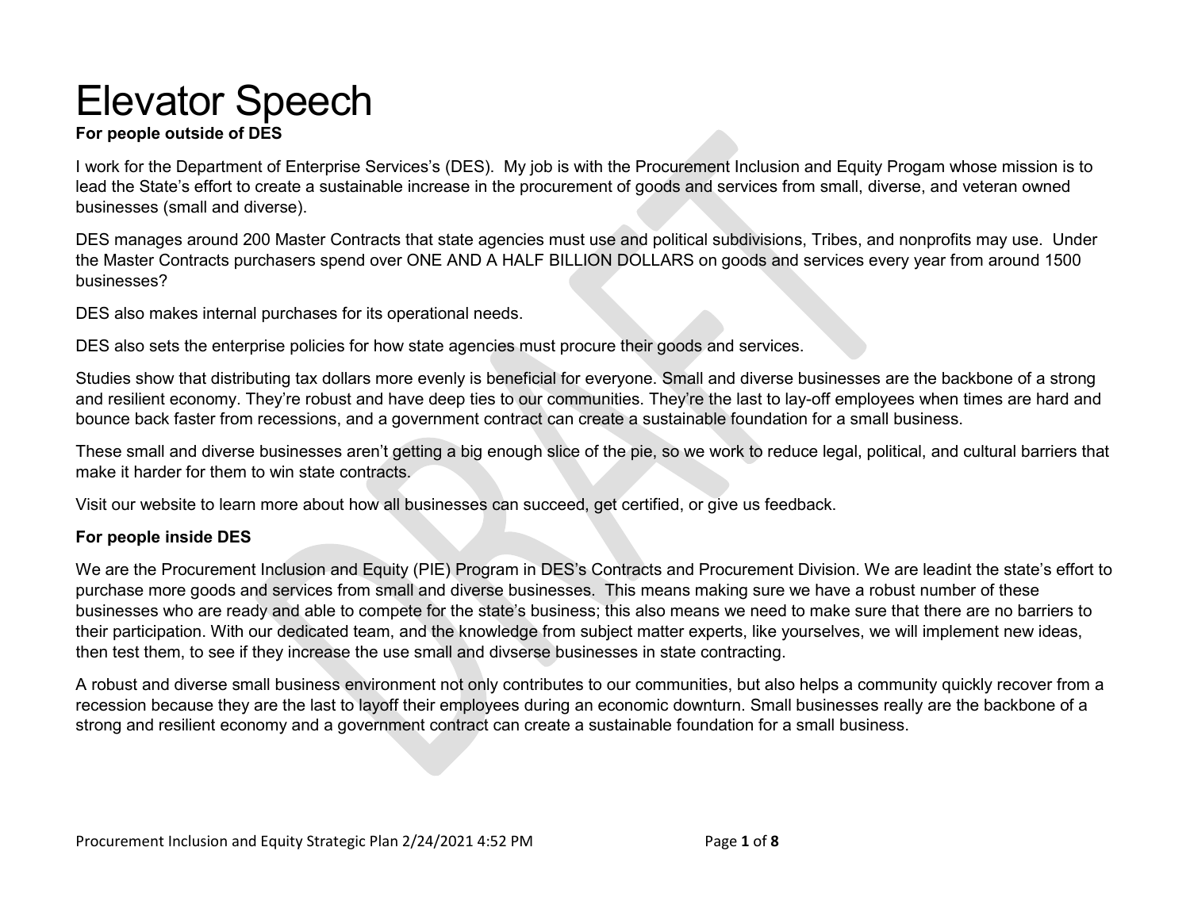# Elevator Speech

**For people outside of DES**

I work for the Department of Enterprise Services's (DES). My job is with the Procurement Inclusion and Equity Progam whose mission is to lead the State's effort to create a sustainable increase in the procurement of goods and services from small, diverse, and veteran owned businesses (small and diverse).

DES manages around 200 Master Contracts that state agencies must use and political subdivisions, Tribes, and nonprofits may use. Under the Master Contracts purchasers spend over ONE AND A HALF BILLION DOLLARS on goods and services every year from around 1500 businesses?

DES also makes internal purchases for its operational needs.

DES also sets the enterprise policies for how state agencies must procure their goods and services.

Studies show that distributing tax dollars more evenly is beneficial for everyone. Small and diverse businesses are the backbone of a strong and resilient economy. They're robust and have deep ties to our communities. They're the last to lay-off employees when times are hard and bounce back faster from recessions, and a government contract can create a sustainable foundation for a small business.

These small and diverse businesses aren't getting a big enough slice of the pie, so we work to reduce legal, political, and cultural barriers that make it harder for them to win state contracts.

Visit our website to learn more about how all businesses can succeed, get certified, or give us feedback.

**For people inside DES**

We are the Procurement Inclusion and Equity (PIE) Program in DES's Contracts and Procurement Division. We are leadint the state's effort to purchase more goods and services from small and diverse businesses. This means making sure we have a robust number of these businesses who are ready and able to compete for the state's business; this also means we need to make sure that there are no barriers to their participation. With our dedicated team, and the knowledge from subject matter experts, like yourselves, we will implement new ideas, then test them, to see if they increase the use small and divserse businesses in state contracting.

A robust and diverse small business environment not only contributes to our communities, but also helps a community quickly recover from a recession because they are the last to layoff their employees during an economic downturn. Small businesses really are the backbone of a strong and resilient economy and a government contract can create a sustainable foundation for a small business.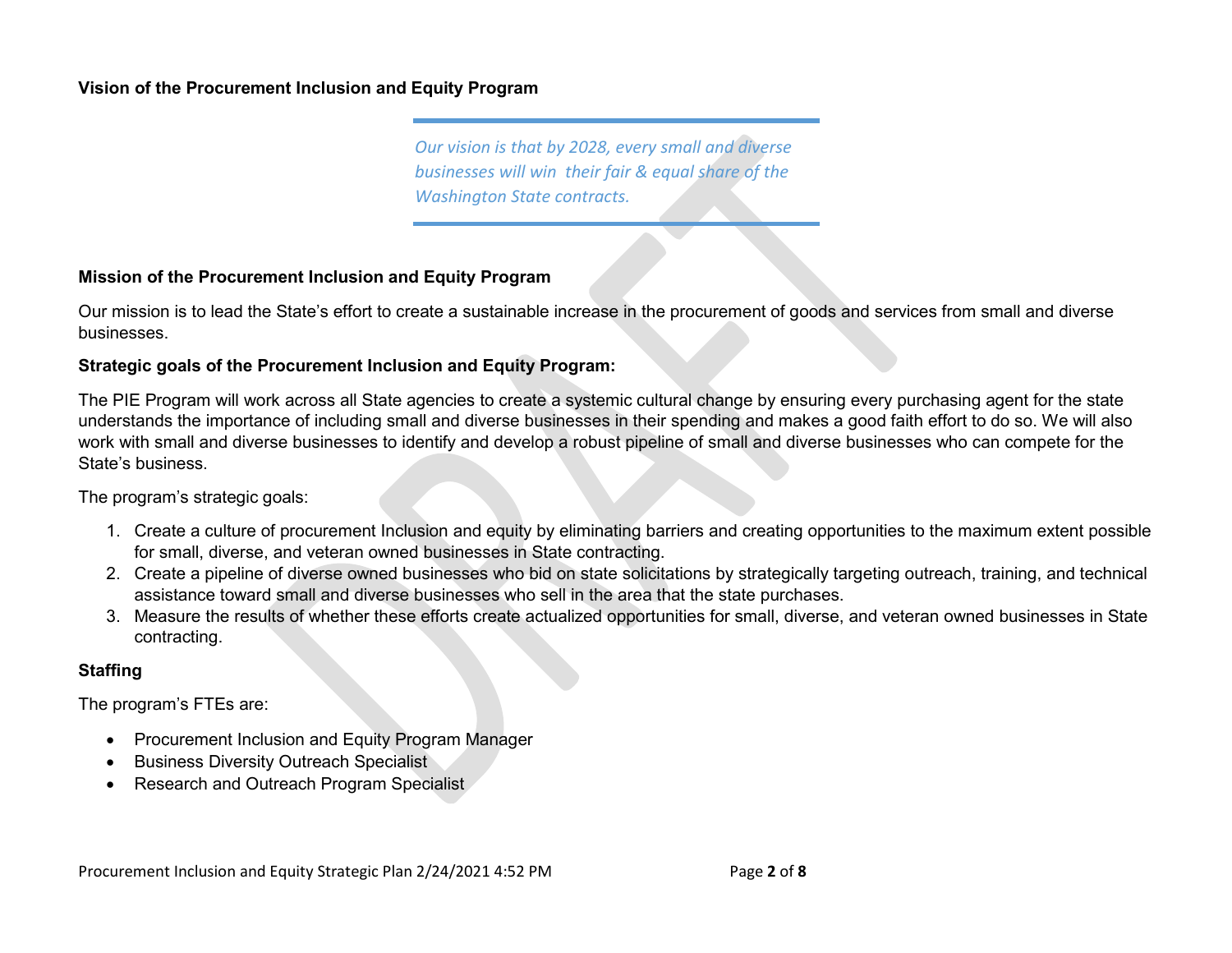**Vision of the Procurement Inclusion and Equity Program**

*Our vision is that by 2028, every small and diverse businesses will win their fair & equal share of the Washington State contracts.*

**Mission of the Procurement Inclusion and Equity Program**

Our mission is to lead the State's effort to create a sustainable increase in the procurement of goods and services from small and diverse businesses.

**Strategic goals of the Procurement Inclusion and Equity Program:**

The PIE Program will work across all State agencies to create a systemic cultural change by ensuring every purchasing agent for the state understands the importance of including small and diverse businesses in their spending and makes a good faith effort to do so. We will also work with small and diverse businesses to identify and develop a robust pipeline of small and diverse businesses who can compete for the State's business.

The program's strategic goals:

1. Create a culture of procurement Inclusion and equity by eliminating barriers and creating opportunities to the maximum extent possible for small, diverse, and veteran owned businesses in State contracting.
2. Create a pipeline of diverse owned businesses who bid on state solicitations by strategically targeting outreach, training, and technical assistance toward small and diverse businesses who sell in the area that the state purchases.
3. Measure the results of whether these efforts create actualized opportunities for small, diverse, and veteran owned businesses in State contracting.

**Staffing**

The program's FTEs are:

- Procurement Inclusion and Equity Program Manager
- Business Diversity Outreach Specialist
- Research and Outreach Program Specialist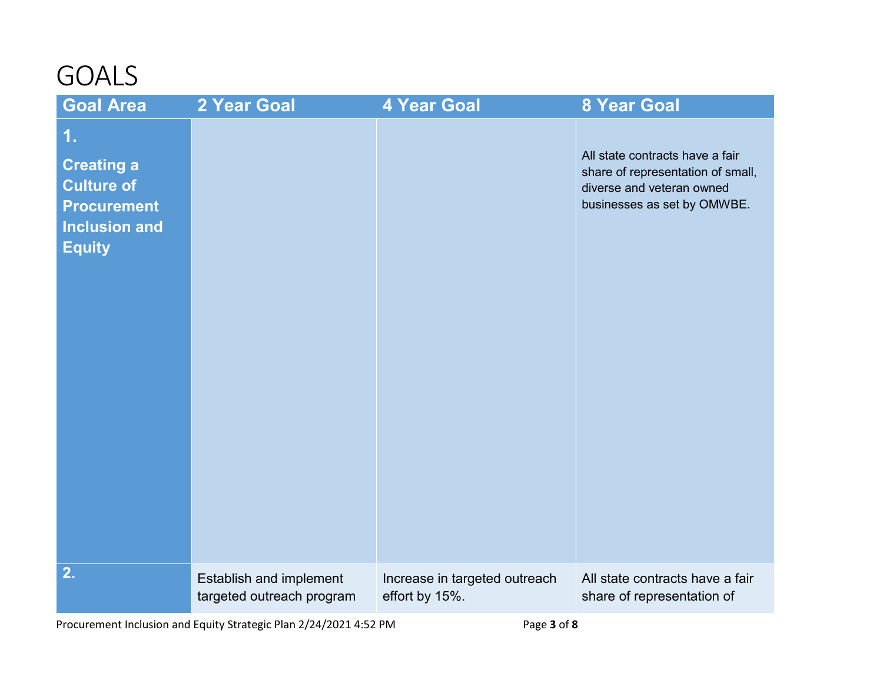# GOALS

| Goal Area | 2 Year Goal | 4 Year Goal | 8 Year Goal |
|---|---|---|---|
| **1.** **Creating a Culture of Procurement Inclusion and Equity** | | | All state contracts have a fair share of representation of small, diverse and veteran owned businesses as set by OMWBE. |
| **2.** | Establish and implement targeted outreach program | Increase in targeted outreach effort by 15%. | All state contracts have a fair share of representation of |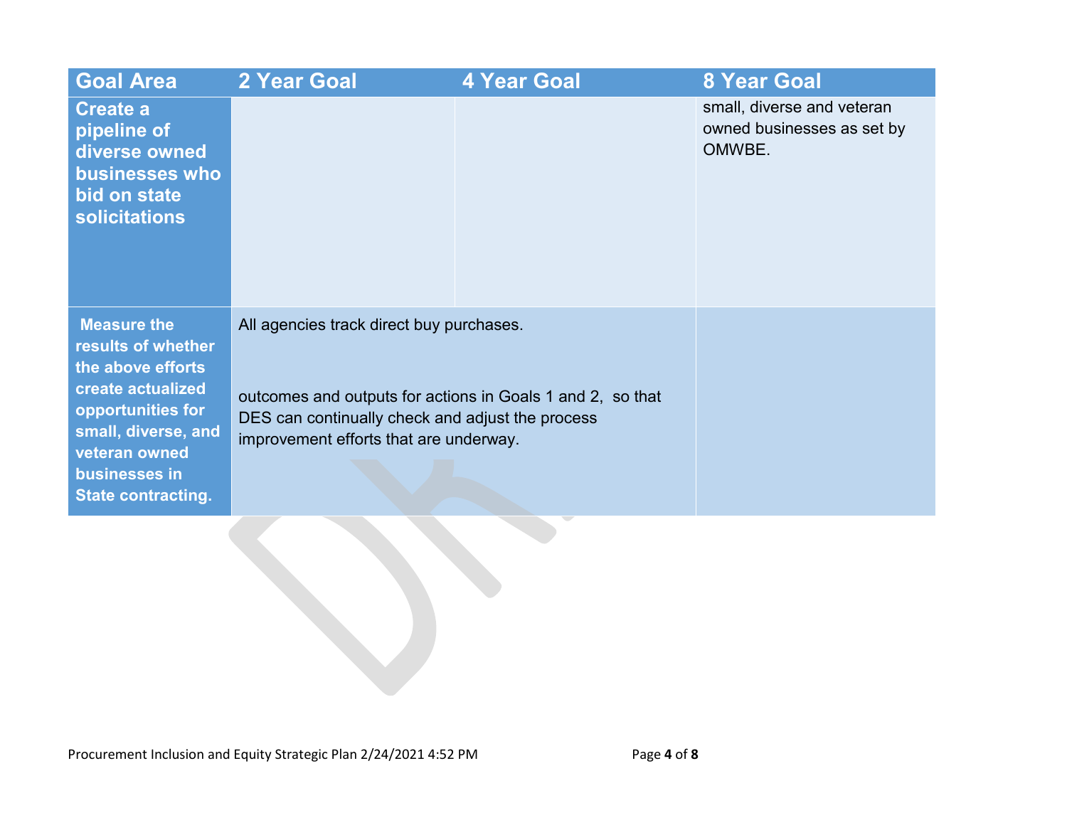| Goal Area | 2 Year Goal | 4 Year Goal | 8 Year Goal |
| --- | --- | --- | --- |
| **Create a pipeline of diverse owned businesses who bid on state solicitations** | | | small, diverse and veteran owned businesses as set by OMWBE. |
| **Measure the results of whether the above efforts create actualized opportunities for small, diverse, and veteran owned businesses in State contracting.** | All agencies track direct buy purchases.<br><br>outcomes and outputs for actions in Goals 1 and 2, so that DES can continually check and adjust the process improvement efforts that are underway. | | |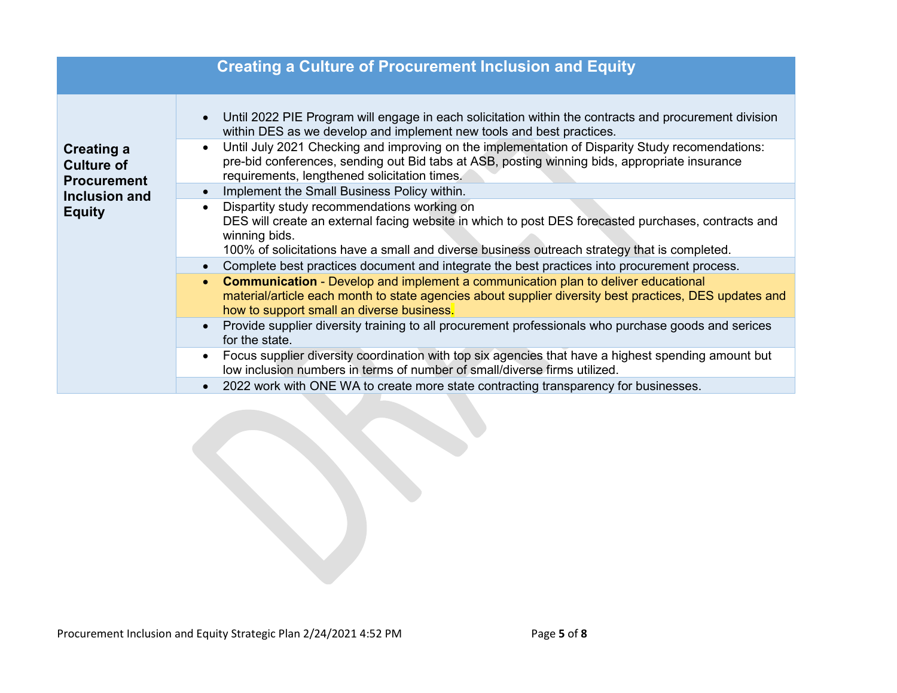| Creating a Culture of Procurement Inclusion and Equity | |
|---|---|
| **Creating a Culture of Procurement Inclusion and Equity** | • Until 2022 PIE Program will engage in each solicitation within the contracts and procurement division within DES as we develop and implement new tools and best practices. |
| | • Until July 2021 Checking and improving on the implementation of Disparity Study recomendations: pre-bid conferences, sending out Bid tabs at ASB, posting winning bids, appropriate insurance requirements, lengthened solicitation times. |
| | • Implement the Small Business Policy within. |
| | • Dispartity study recommendations working on<br>DES will create an external facing website in which to post DES forecasted purchases, contracts and winning bids.<br>100% of solicitations have a small and diverse business outreach strategy that is completed. |
| | • Complete best practices document and integrate the best practices into procurement process. |
| | • **Communication** - Develop and implement a communication plan to deliver educational material/article each month to state agencies about supplier diversity best practices, DES updates and how to support small an diverse business. |
| | • Provide supplier diversity training to all procurement professionals who purchase goods and serices for the state. |
| | • Focus supplier diversity coordination with top six agencies that have a highest spending amount but low inclusion numbers in terms of number of small/diverse firms utilized. |
| | • 2022 work with ONE WA to create more state contracting transparency for businesses. |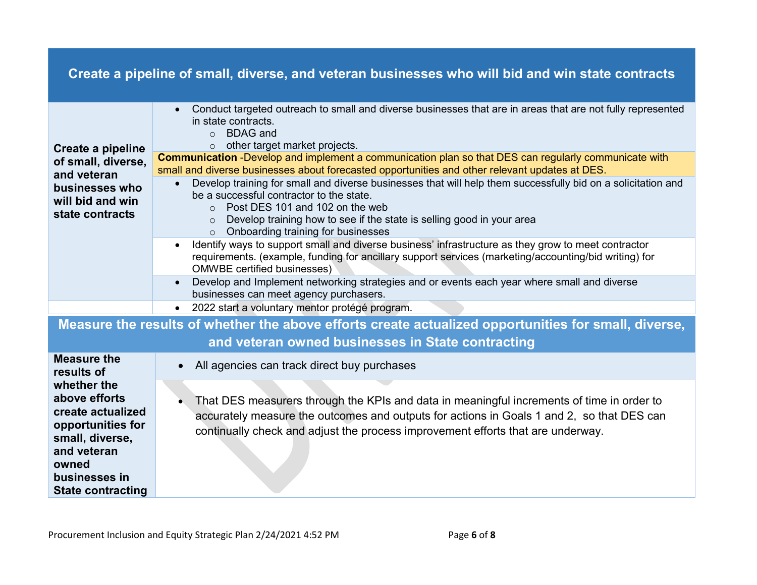| Create a pipeline of small, diverse, and veteran businesses who will bid and win state contracts | |
|---|---|
| **Create a pipeline of small, diverse, and veteran businesses who will bid and win state contracts** | • Conduct targeted outreach to small and diverse businesses that are in areas that are not fully represented in state contracts.<br>  ◦ BDAG and<br>  ◦ other target market projects. |
| | **Communication** -Develop and implement a communication plan so that DES can regularly communicate with small and diverse businesses about forecasted opportunities and other relevant updates at DES. |
| | • Develop training for small and diverse businesses that will help them successfully bid on a solicitation and be a successful contractor to the state.<br>  ◦ Post DES 101 and 102 on the web<br>  ◦ Develop training how to see if the state is selling good in your area<br>  ◦ Onboarding training for businesses |
| | • Identify ways to support small and diverse business' infrastructure as they grow to meet contractor requirements. (example, funding for ancillary support services (marketing/accounting/bid writing) for OMWBE certified businesses) |
| | • Develop and Implement networking strategies and or events each year where small and diverse businesses can meet agency purchasers. |
| | • 2022 start a voluntary mentor protégé program. |

| Measure the results of whether the above efforts create actualized opportunities for small, diverse, and veteran owned businesses in State contracting | |
|---|---|
| **Measure the results of whether the above efforts create actualized opportunities for small, diverse, and veteran owned businesses in State contracting** | • All agencies can track direct buy purchases |
| | • That DES measurers through the KPIs and data in meaningful increments of time in order to accurately measure the outcomes and outputs for actions in Goals 1 and 2, so that DES can continually check and adjust the process improvement efforts that are underway. |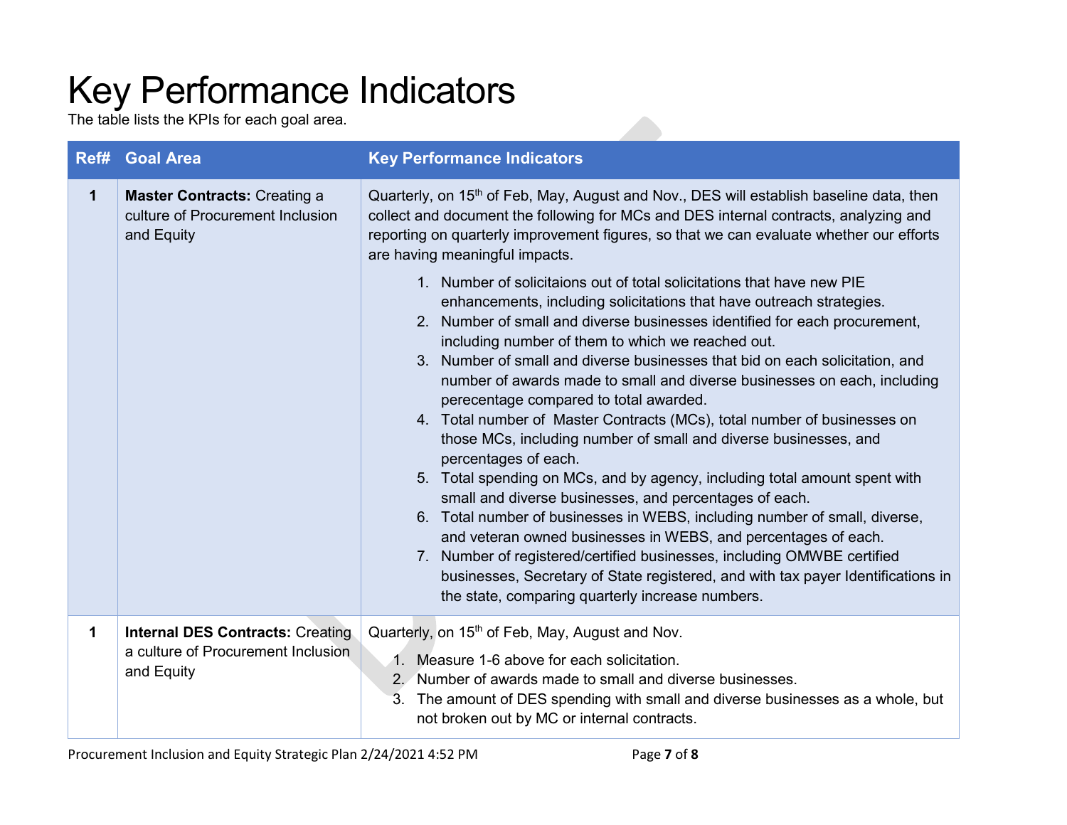# Key Performance Indicators

The table lists the KPIs for each goal area.

| Ref# | Goal Area | Key Performance Indicators |
| --- | --- | --- |
| **1** | **Master Contracts:** Creating a culture of Procurement Inclusion and Equity | Quarterly, on 15th of Feb, May, August and Nov., DES will establish baseline data, then collect and document the following for MCs and DES internal contracts, analyzing and reporting on quarterly improvement figures, so that we can evaluate whether our efforts are having meaningful impacts.<br><br>1. Number of solicitaions out of total solicitations that have new PIE enhancements, including solicitations that have outreach strategies.<br>2. Number of small and diverse businesses identified for each procurement, including number of them to which we reached out.<br>3. Number of small and diverse businesses that bid on each solicitation, and number of awards made to small and diverse businesses on each, including perecentage compared to total awarded.<br>4. Total number of Master Contracts (MCs), total number of businesses on those MCs, including number of small and diverse businesses, and percentages of each.<br>5. Total spending on MCs, and by agency, including total amount spent with small and diverse businesses, and percentages of each.<br>6. Total number of businesses in WEBS, including number of small, diverse, and veteran owned businesses in WEBS, and percentages of each.<br>7. Number of registered/certified businesses, including OMWBE certified businesses, Secretary of State registered, and with tax payer Identifications in the state, comparing quarterly increase numbers. |
| **1** | **Internal DES Contracts:** Creating a culture of Procurement Inclusion and Equity | Quarterly, on 15th of Feb, May, August and Nov.<br><br>1. Measure 1-6 above for each solicitation.<br>2. Number of awards made to small and diverse businesses.<br>3. The amount of DES spending with small and diverse businesses as a whole, but not broken out by MC or internal contracts. |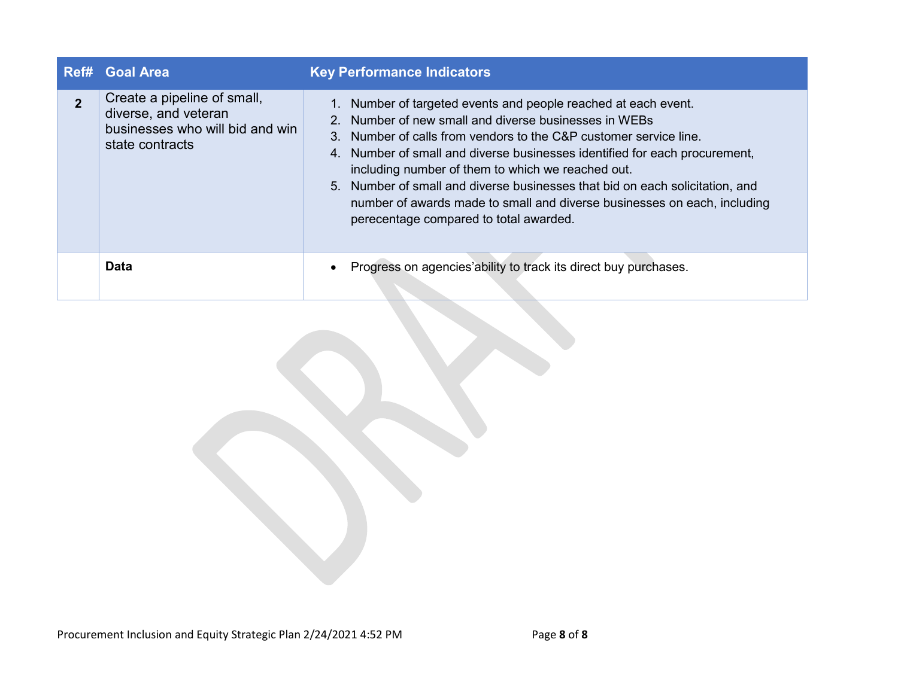| Ref# | Goal Area | Key Performance Indicators |
|---|---|---|
| **2** | Create a pipeline of small, diverse, and veteran businesses who will bid and win state contracts | 1. Number of targeted events and people reached at each event.<br>2. Number of new small and diverse businesses in WEBs<br>3. Number of calls from vendors to the C&P customer service line.<br>4. Number of small and diverse businesses identified for each procurement, including number of them to which we reached out.<br>5. Number of small and diverse businesses that bid on each solicitation, and number of awards made to small and diverse businesses on each, including perecentage compared to total awarded. |
| | **Data** | • Progress on agencies’ability to track its direct buy purchases. |